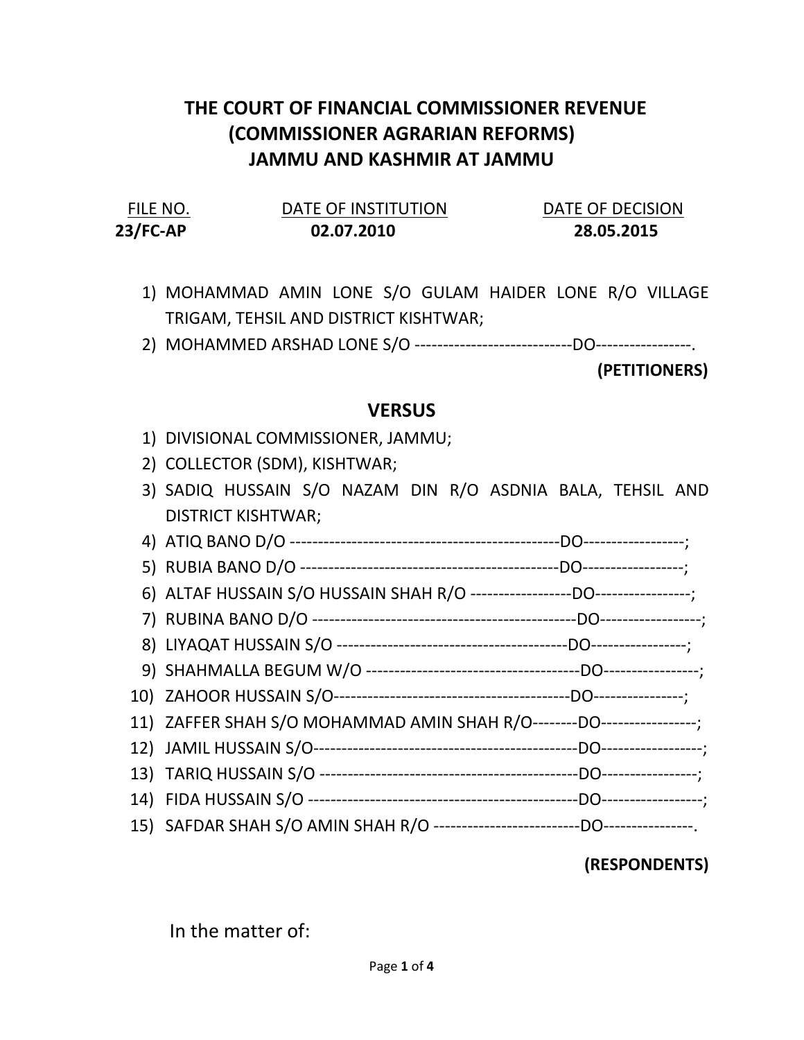# THE COURT OF FINANCIAL COMMISSIONER REVENUE (COMMISSIONER AGRARIAN REFORMS) JAMMU AND KASHMIR AT JAMMU

| FILE NO. | DATE OF INSTITUTION | DATE OF DECISION |
|---|---|---|
| **23/FC-AP** | **02.07.2010** | **28.05.2015** |

1) MOHAMMAD AMIN LONE S/O GULAM HAIDER LONE R/O VILLAGE TRIGAM, TEHSIL AND DISTRICT KISHTWAR;
2) MOHAMMED ARSHAD LONE S/O ----------------------------DO----------------.

**(PETITIONERS)**

## VERSUS

1) DIVISIONAL COMMISSIONER, JAMMU;
2) COLLECTOR (SDM), KISHTWAR;
3) SADIQ HUSSAIN S/O NAZAM DIN R/O ASDNIA BALA, TEHSIL AND DISTRICT KISHTWAR;
4) ATIQ BANO D/O -----------------------------------------------DO-----------------;
5) RUBIA BANO D/O ---------------------------------------------DO-----------------;
6) ALTAF HUSSAIN S/O HUSSAIN SHAH R/O -----------------DO----------------;
7) RUBINA BANO D/O ---------------------------------------------DO-----------------;
8) LIYAQAT HUSSAIN S/O ----------------------------------------DO----------------;
9) SHAHMALLA BEGUM W/O ------------------------------------DO----------------;
10) ZAHOOR HUSSAIN S/O-----------------------------------------DO---------------;
11) ZAFFER SHAH S/O MOHAMMAD AMIN SHAH R/O--------DO----------------;
12) JAMIL HUSSAIN S/O---------------------------------------------DO-----------------;
13) TARIQ HUSSAIN S/O ---------------------------------------------DO----------------;
14) FIDA HUSSAIN S/O -----------------------------------------------DO-----------------;
15) SAFDAR SHAH S/O AMIN SHAH R/O -------------------------DO---------------.

**(RESPONDENTS)**

In the matter of: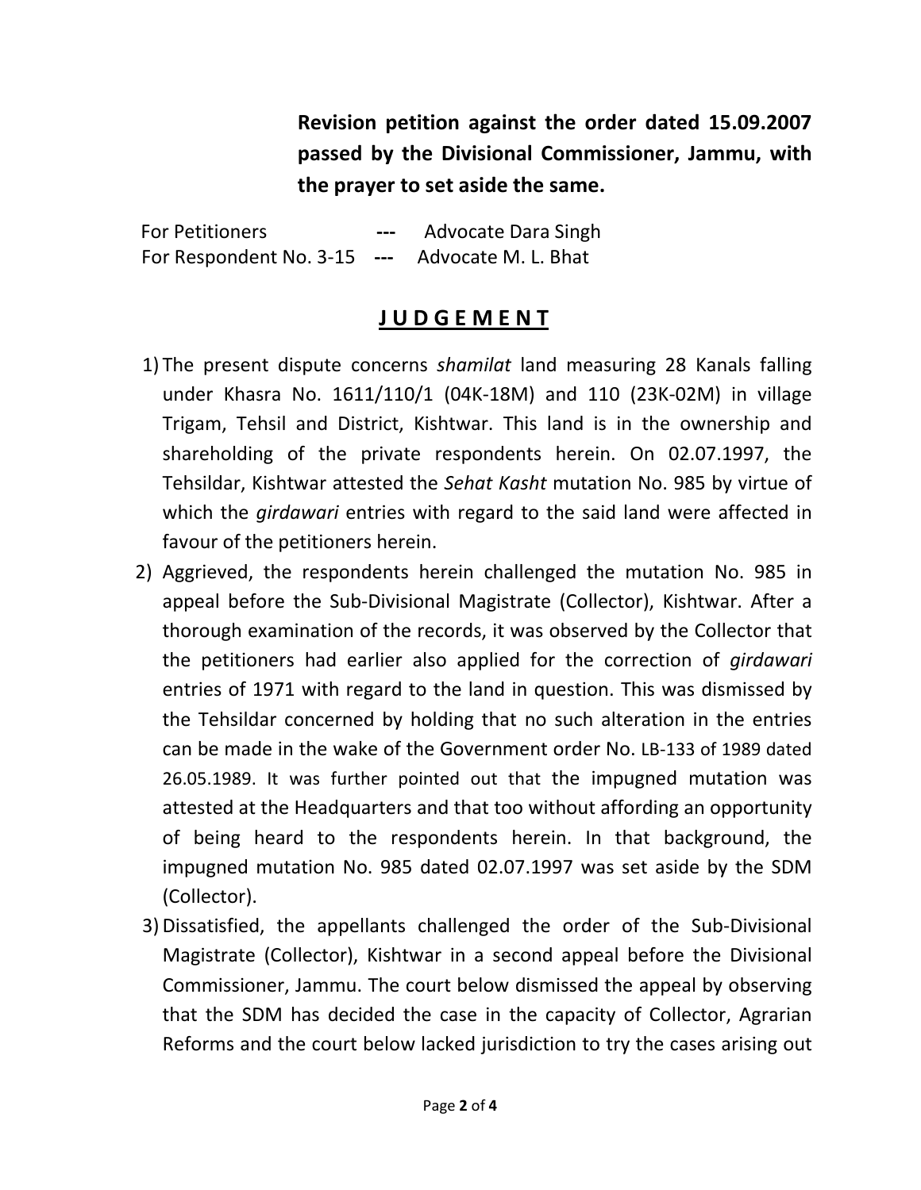**Revision petition against the order dated 15.09.2007 passed by the Divisional Commissioner, Jammu, with the prayer to set aside the same.**

For Petitioners --- Advocate Dara Singh
For Respondent No. 3-15 --- Advocate M. L. Bhat

## J U D G E M E N T

1) The present dispute concerns *shamilat* land measuring 28 Kanals falling under Khasra No. 1611/110/1 (04K-18M) and 110 (23K-02M) in village Trigam, Tehsil and District, Kishtwar. This land is in the ownership and shareholding of the private respondents herein. On 02.07.1997, the Tehsildar, Kishtwar attested the *Sehat Kasht* mutation No. 985 by virtue of which the *girdawari* entries with regard to the said land were affected in favour of the petitioners herein.
2) Aggrieved, the respondents herein challenged the mutation No. 985 in appeal before the Sub-Divisional Magistrate (Collector), Kishtwar. After a thorough examination of the records, it was observed by the Collector that the petitioners had earlier also applied for the correction of *girdawari* entries of 1971 with regard to the land in question. This was dismissed by the Tehsildar concerned by holding that no such alteration in the entries can be made in the wake of the Government order No. LB-133 of 1989 dated 26.05.1989. It was further pointed out that the impugned mutation was attested at the Headquarters and that too without affording an opportunity of being heard to the respondents herein. In that background, the impugned mutation No. 985 dated 02.07.1997 was set aside by the SDM (Collector).
3) Dissatisfied, the appellants challenged the order of the Sub-Divisional Magistrate (Collector), Kishtwar in a second appeal before the Divisional Commissioner, Jammu. The court below dismissed the appeal by observing that the SDM has decided the case in the capacity of Collector, Agrarian Reforms and the court below lacked jurisdiction to try the cases arising out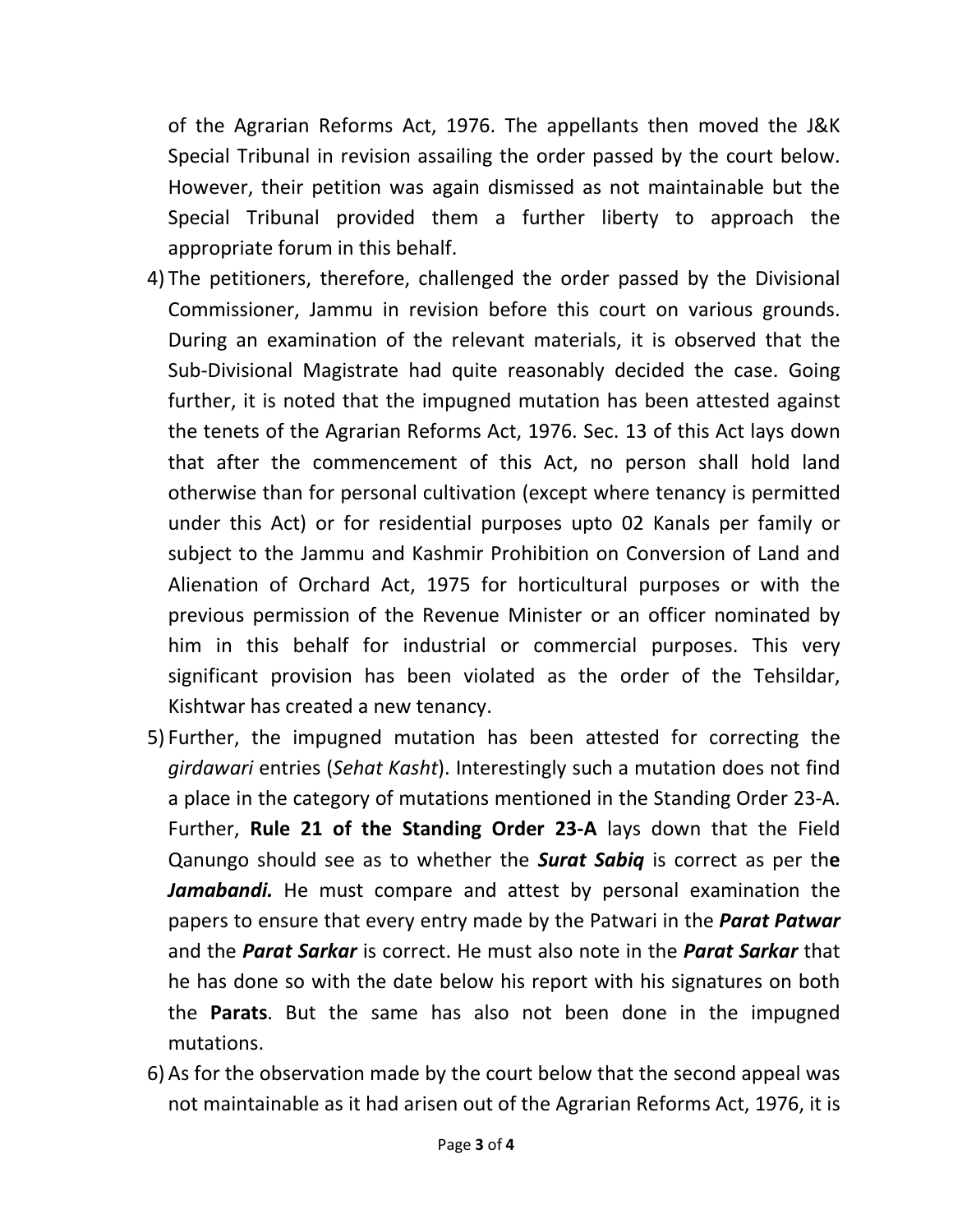of the Agrarian Reforms Act, 1976. The appellants then moved the J&K Special Tribunal in revision assailing the order passed by the court below. However, their petition was again dismissed as not maintainable but the Special Tribunal provided them a further liberty to approach the appropriate forum in this behalf.

4) The petitioners, therefore, challenged the order passed by the Divisional Commissioner, Jammu in revision before this court on various grounds. During an examination of the relevant materials, it is observed that the Sub-Divisional Magistrate had quite reasonably decided the case. Going further, it is noted that the impugned mutation has been attested against the tenets of the Agrarian Reforms Act, 1976. Sec. 13 of this Act lays down that after the commencement of this Act, no person shall hold land otherwise than for personal cultivation (except where tenancy is permitted under this Act) or for residential purposes upto 02 Kanals per family or subject to the Jammu and Kashmir Prohibition on Conversion of Land and Alienation of Orchard Act, 1975 for horticultural purposes or with the previous permission of the Revenue Minister or an officer nominated by him in this behalf for industrial or commercial purposes. This very significant provision has been violated as the order of the Tehsildar, Kishtwar has created a new tenancy.

5) Further, the impugned mutation has been attested for correcting the *girdawari* entries (*Sehat Kasht*). Interestingly such a mutation does not find a place in the category of mutations mentioned in the Standing Order 23-A. Further, **Rule 21 of the Standing Order 23-A** lays down that the Field Qanungo should see as to whether the ***Surat Sabiq*** is correct as per th**e** ***Jamabandi.*** He must compare and attest by personal examination the papers to ensure that every entry made by the Patwari in the ***Parat Patwar*** and the ***Parat Sarkar*** is correct. He must also note in the ***Parat Sarkar*** that he has done so with the date below his report with his signatures on both the **Parats**. But the same has also not been done in the impugned mutations.

6) As for the observation made by the court below that the second appeal was not maintainable as it had arisen out of the Agrarian Reforms Act, 1976, it is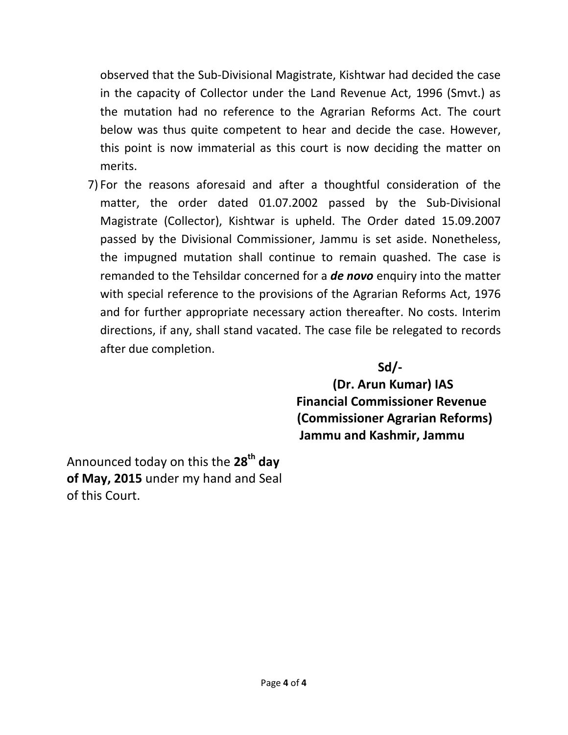observed that the Sub-Divisional Magistrate, Kishtwar had decided the case in the capacity of Collector under the Land Revenue Act, 1996 (Smvt.) as the mutation had no reference to the Agrarian Reforms Act. The court below was thus quite competent to hear and decide the case. However, this point is now immaterial as this court is now deciding the matter on merits.

7) For the reasons aforesaid and after a thoughtful consideration of the matter, the order dated 01.07.2002 passed by the Sub-Divisional Magistrate (Collector), Kishtwar is upheld. The Order dated 15.09.2007 passed by the Divisional Commissioner, Jammu is set aside. Nonetheless, the impugned mutation shall continue to remain quashed. The case is remanded to the Tehsildar concerned for a ***de novo*** enquiry into the matter with special reference to the provisions of the Agrarian Reforms Act, 1976 and for further appropriate necessary action thereafter. No costs. Interim directions, if any, shall stand vacated. The case file be relegated to records after due completion.

**Sd/-**

**(Dr. Arun Kumar) IAS**
**Financial Commissioner Revenue**
**(Commissioner Agrarian Reforms)**
**Jammu and Kashmir, Jammu**

Announced today on this the **28th day of May, 2015** under my hand and Seal of this Court.